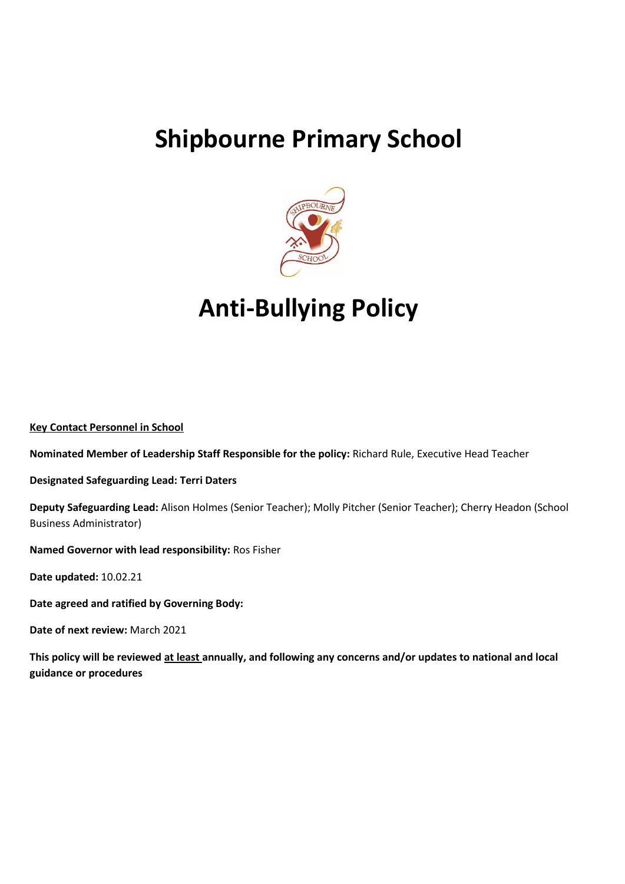# Shipbourne Primary School

# Anti-Bullying Policy

**Key Contact Personnel in School**

**Nominated Member of Leadership Staff Responsible for the policy:** Richard Rule, Executive Head Teacher

**Designated Safeguarding Lead: Terri Daters**

**Deputy Safeguarding Lead:** Alison Holmes (Senior Teacher); Molly Pitcher (Senior Teacher); Cherry Headon (School Business Administrator)

**Named Governor with lead responsibility:** Ros Fisher

**Date updated:** 10.02.21

**Date agreed and ratified by Governing Body:**

**Date of next review:** March 2021

**This policy will be reviewed at least annually, and following any concerns and/or updates to national and local guidance or procedures**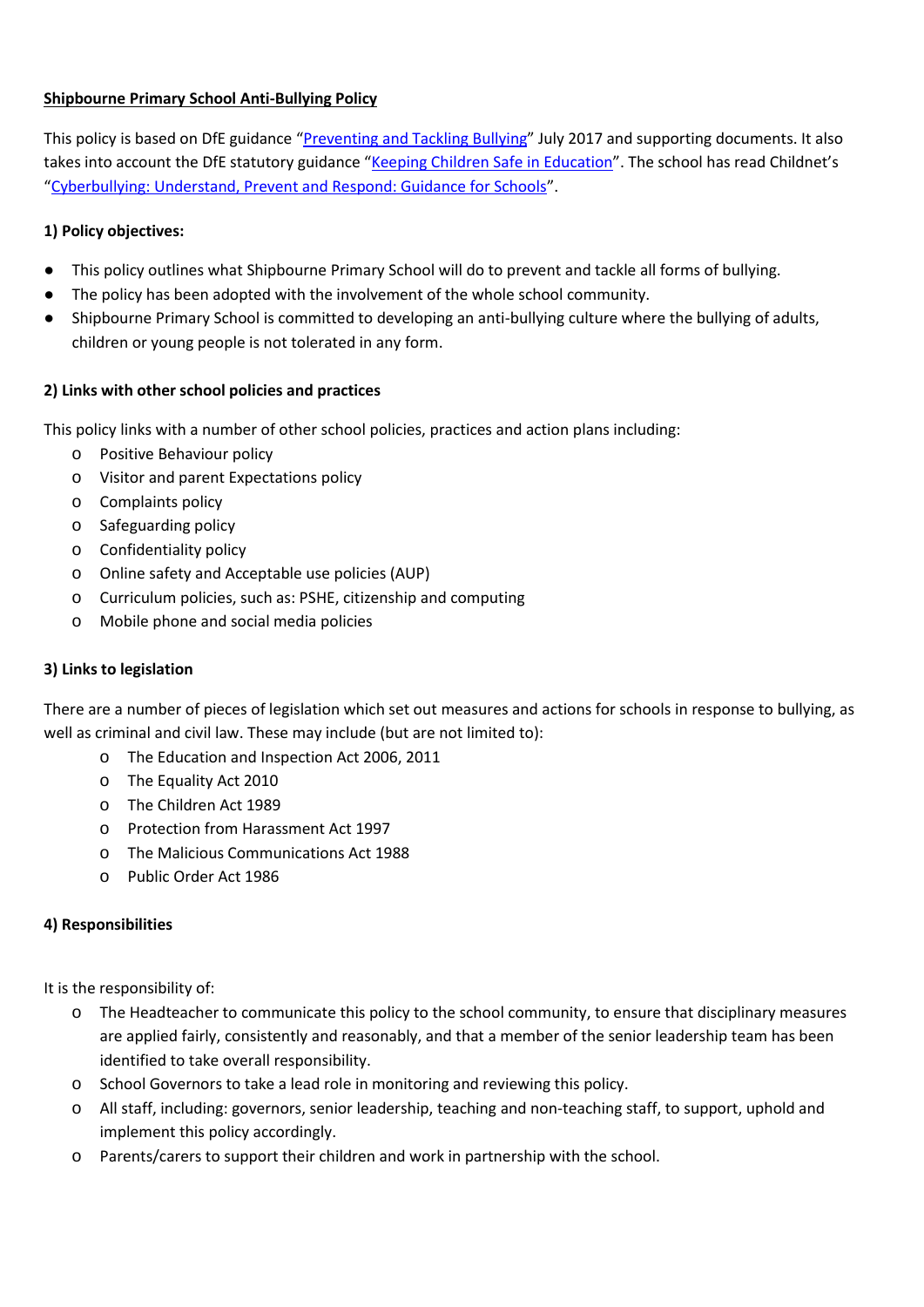**Shipbourne Primary School Anti-Bullying Policy**

This policy is based on DfE guidance "Preventing and Tackling Bullying" July 2017 and supporting documents. It also takes into account the DfE statutory guidance "Keeping Children Safe in Education". The school has read Childnet's "Cyberbullying: Understand, Prevent and Respond: Guidance for Schools".

**1) Policy objectives:**

- This policy outlines what Shipbourne Primary School will do to prevent and tackle all forms of bullying.
- The policy has been adopted with the involvement of the whole school community.
- Shipbourne Primary School is committed to developing an anti-bullying culture where the bullying of adults, children or young people is not tolerated in any form.

**2) Links with other school policies and practices**

This policy links with a number of other school policies, practices and action plans including:

- Positive Behaviour policy
- Visitor and parent Expectations policy
- Complaints policy
- Safeguarding policy
- Confidentiality policy
- Online safety and Acceptable use policies (AUP)
- Curriculum policies, such as: PSHE, citizenship and computing
- Mobile phone and social media policies

**3) Links to legislation**

There are a number of pieces of legislation which set out measures and actions for schools in response to bullying, as well as criminal and civil law. These may include (but are not limited to):

- The Education and Inspection Act 2006, 2011
- The Equality Act 2010
- The Children Act 1989
- Protection from Harassment Act 1997
- The Malicious Communications Act 1988
- Public Order Act 1986

**4) Responsibilities**

It is the responsibility of:

- The Headteacher to communicate this policy to the school community, to ensure that disciplinary measures are applied fairly, consistently and reasonably, and that a member of the senior leadership team has been identified to take overall responsibility.
- School Governors to take a lead role in monitoring and reviewing this policy.
- All staff, including: governors, senior leadership, teaching and non-teaching staff, to support, uphold and implement this policy accordingly.
- Parents/carers to support their children and work in partnership with the school.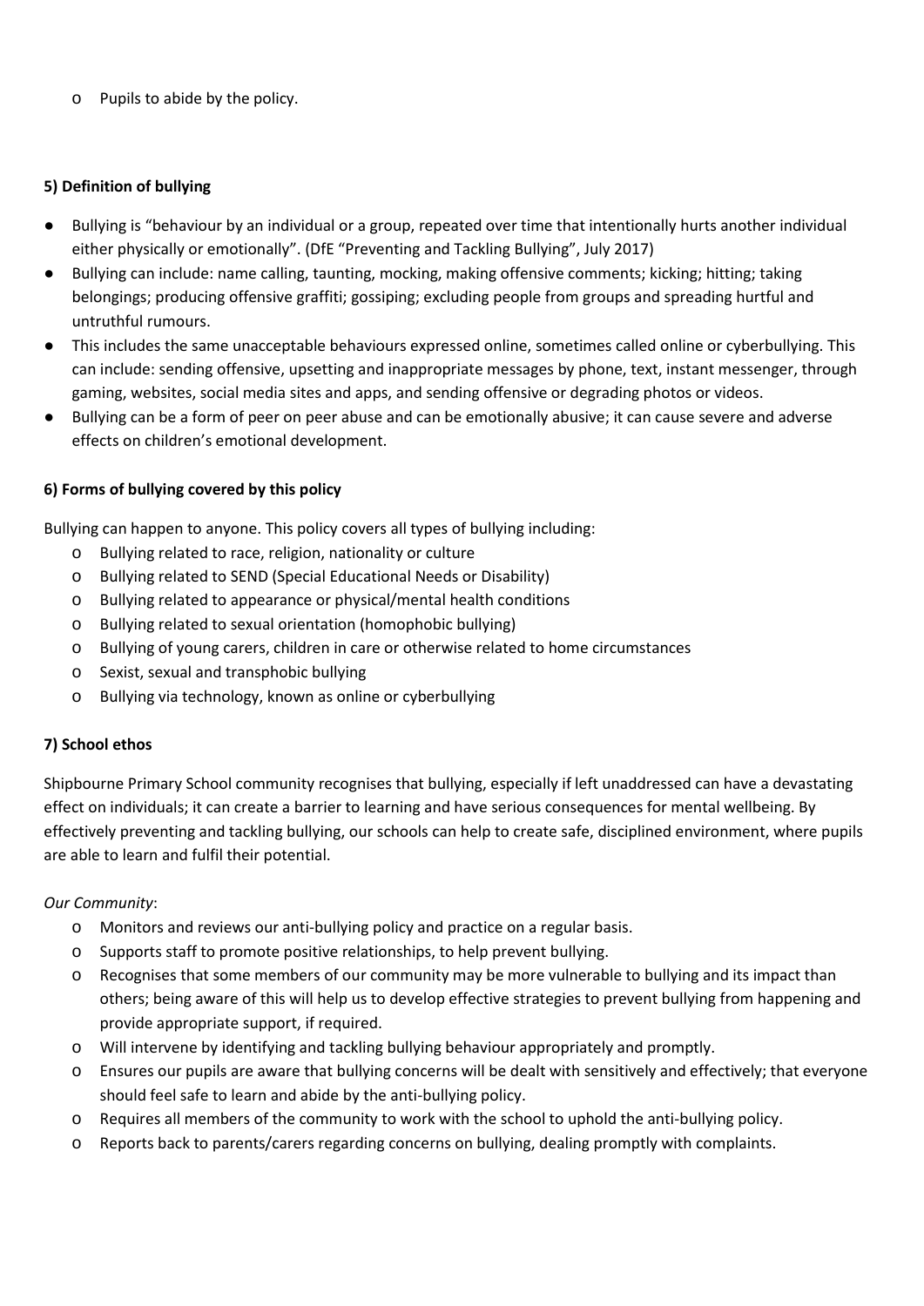- Pupils to abide by the policy.

**5) Definition of bullying**

- Bullying is "behaviour by an individual or a group, repeated over time that intentionally hurts another individual either physically or emotionally". (DfE "Preventing and Tackling Bullying", July 2017)
- Bullying can include: name calling, taunting, mocking, making offensive comments; kicking; hitting; taking belongings; producing offensive graffiti; gossiping; excluding people from groups and spreading hurtful and untruthful rumours.
- This includes the same unacceptable behaviours expressed online, sometimes called online or cyberbullying. This can include: sending offensive, upsetting and inappropriate messages by phone, text, instant messenger, through gaming, websites, social media sites and apps, and sending offensive or degrading photos or videos.
- Bullying can be a form of peer on peer abuse and can be emotionally abusive; it can cause severe and adverse effects on children's emotional development.

**6) Forms of bullying covered by this policy**

Bullying can happen to anyone. This policy covers all types of bullying including:

- Bullying related to race, religion, nationality or culture
- Bullying related to SEND (Special Educational Needs or Disability)
- Bullying related to appearance or physical/mental health conditions
- Bullying related to sexual orientation (homophobic bullying)
- Bullying of young carers, children in care or otherwise related to home circumstances
- Sexist, sexual and transphobic bullying
- Bullying via technology, known as online or cyberbullying

**7) School ethos**

Shipbourne Primary School community recognises that bullying, especially if left unaddressed can have a devastating effect on individuals; it can create a barrier to learning and have serious consequences for mental wellbeing. By effectively preventing and tackling bullying, our schools can help to create safe, disciplined environment, where pupils are able to learn and fulfil their potential.

*Our Community*:

- Monitors and reviews our anti-bullying policy and practice on a regular basis.
- Supports staff to promote positive relationships, to help prevent bullying.
- Recognises that some members of our community may be more vulnerable to bullying and its impact than others; being aware of this will help us to develop effective strategies to prevent bullying from happening and provide appropriate support, if required.
- Will intervene by identifying and tackling bullying behaviour appropriately and promptly.
- Ensures our pupils are aware that bullying concerns will be dealt with sensitively and effectively; that everyone should feel safe to learn and abide by the anti-bullying policy.
- Requires all members of the community to work with the school to uphold the anti-bullying policy.
- Reports back to parents/carers regarding concerns on bullying, dealing promptly with complaints.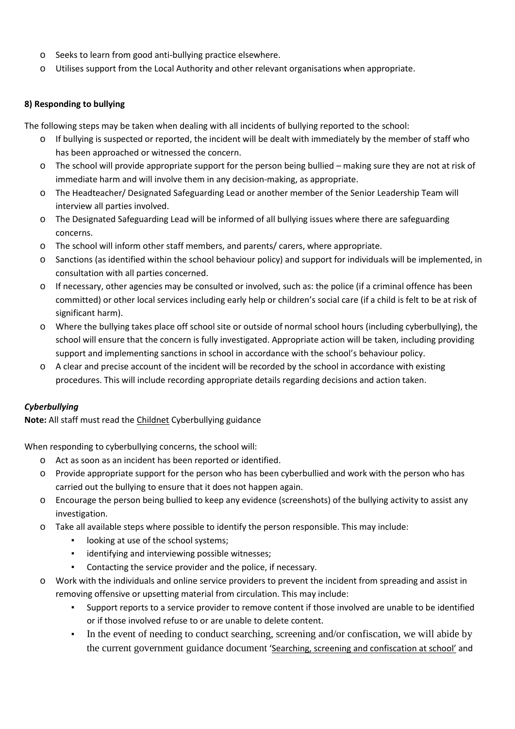- Seeks to learn from good anti-bullying practice elsewhere.
- Utilises support from the Local Authority and other relevant organisations when appropriate.

**8) Responding to bullying**

The following steps may be taken when dealing with all incidents of bullying reported to the school:

- If bullying is suspected or reported, the incident will be dealt with immediately by the member of staff who has been approached or witnessed the concern.
- The school will provide appropriate support for the person being bullied – making sure they are not at risk of immediate harm and will involve them in any decision-making, as appropriate.
- The Headteacher/ Designated Safeguarding Lead or another member of the Senior Leadership Team will interview all parties involved.
- The Designated Safeguarding Lead will be informed of all bullying issues where there are safeguarding concerns.
- The school will inform other staff members, and parents/ carers, where appropriate.
- Sanctions (as identified within the school behaviour policy) and support for individuals will be implemented, in consultation with all parties concerned.
- If necessary, other agencies may be consulted or involved, such as: the police (if a criminal offence has been committed) or other local services including early help or children's social care (if a child is felt to be at risk of significant harm).
- Where the bullying takes place off school site or outside of normal school hours (including cyberbullying), the school will ensure that the concern is fully investigated. Appropriate action will be taken, including providing support and implementing sanctions in school in accordance with the school's behaviour policy.
- A clear and precise account of the incident will be recorded by the school in accordance with existing procedures. This will include recording appropriate details regarding decisions and action taken.

***Cyberbullying***

**Note:** All staff must read the Childnet Cyberbullying guidance

When responding to cyberbullying concerns, the school will:

- Act as soon as an incident has been reported or identified.
- Provide appropriate support for the person who has been cyberbullied and work with the person who has carried out the bullying to ensure that it does not happen again.
- Encourage the person being bullied to keep any evidence (screenshots) of the bullying activity to assist any investigation.
- Take all available steps where possible to identify the person responsible. This may include:
  - looking at use of the school systems;
  - identifying and interviewing possible witnesses;
  - Contacting the service provider and the police, if necessary.
- Work with the individuals and online service providers to prevent the incident from spreading and assist in removing offensive or upsetting material from circulation. This may include:
  - Support reports to a service provider to remove content if those involved are unable to be identified or if those involved refuse to or are unable to delete content.
  - In the event of needing to conduct searching, screening and/or confiscation, we will abide by the current government guidance document 'Searching, screening and confiscation at school' and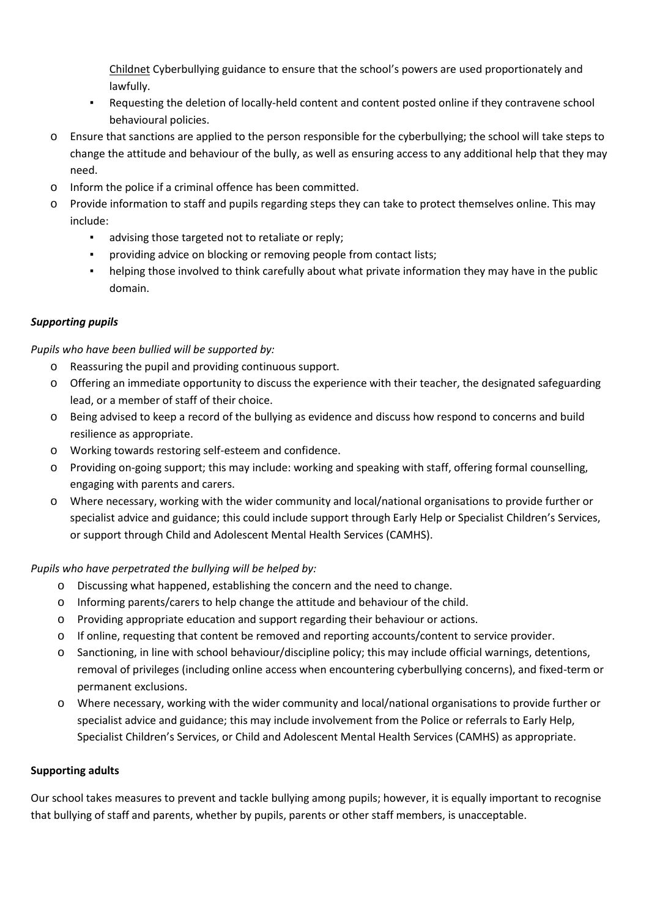Childnet Cyberbullying guidance to ensure that the school's powers are used proportionately and lawfully.
    - Requesting the deletion of locally-held content and content posted online if they contravene school behavioural policies.
- Ensure that sanctions are applied to the person responsible for the cyberbullying; the school will take steps to change the attitude and behaviour of the bully, as well as ensuring access to any additional help that they may need.
- Inform the police if a criminal offence has been committed.
- Provide information to staff and pupils regarding steps they can take to protect themselves online. This may include:
    - advising those targeted not to retaliate or reply;
    - providing advice on blocking or removing people from contact lists;
    - helping those involved to think carefully about what private information they may have in the public domain.

***Supporting pupils***

*Pupils who have been bullied will be supported by:*

- Reassuring the pupil and providing continuous support.
- Offering an immediate opportunity to discuss the experience with their teacher, the designated safeguarding lead, or a member of staff of their choice.
- Being advised to keep a record of the bullying as evidence and discuss how respond to concerns and build resilience as appropriate.
- Working towards restoring self-esteem and confidence.
- Providing on-going support; this may include: working and speaking with staff, offering formal counselling, engaging with parents and carers.
- Where necessary, working with the wider community and local/national organisations to provide further or specialist advice and guidance; this could include support through Early Help or Specialist Children's Services, or support through Child and Adolescent Mental Health Services (CAMHS).

*Pupils who have perpetrated the bullying will be helped by:*

- Discussing what happened, establishing the concern and the need to change.
- Informing parents/carers to help change the attitude and behaviour of the child.
- Providing appropriate education and support regarding their behaviour or actions.
- If online, requesting that content be removed and reporting accounts/content to service provider.
- Sanctioning, in line with school behaviour/discipline policy; this may include official warnings, detentions, removal of privileges (including online access when encountering cyberbullying concerns), and fixed-term or permanent exclusions.
- Where necessary, working with the wider community and local/national organisations to provide further or specialist advice and guidance; this may include involvement from the Police or referrals to Early Help, Specialist Children's Services, or Child and Adolescent Mental Health Services (CAMHS) as appropriate.

**Supporting adults**

Our school takes measures to prevent and tackle bullying among pupils; however, it is equally important to recognise that bullying of staff and parents, whether by pupils, parents or other staff members, is unacceptable.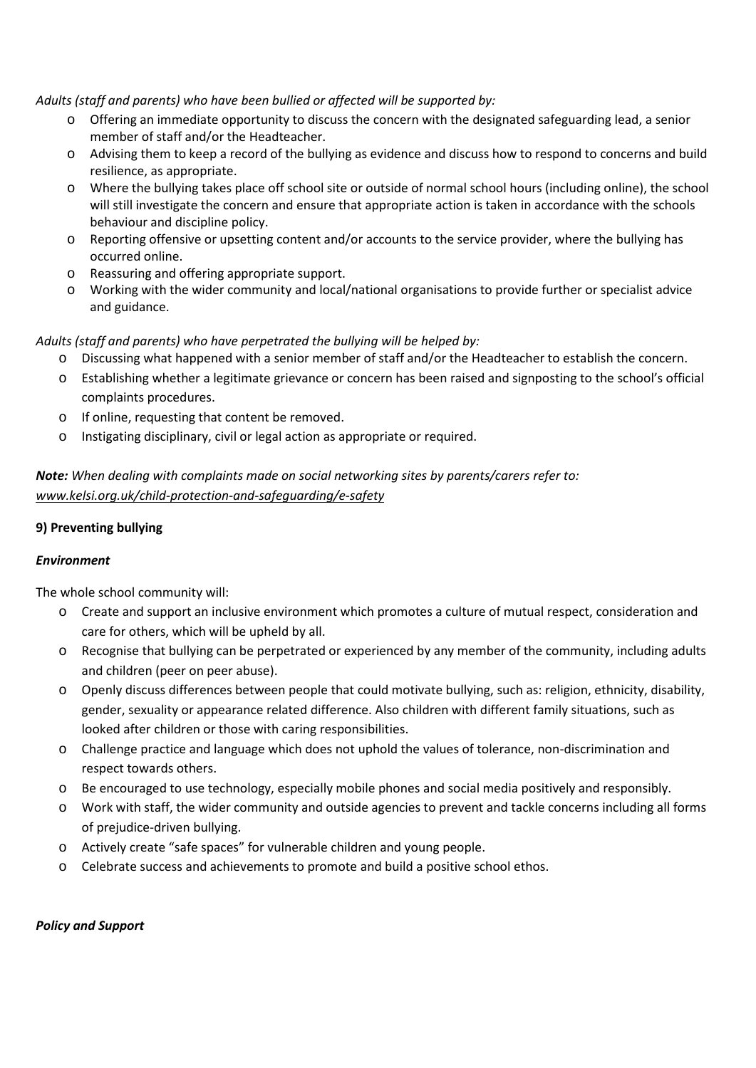*Adults (staff and parents) who have been bullied or affected will be supported by:*

- Offering an immediate opportunity to discuss the concern with the designated safeguarding lead, a senior member of staff and/or the Headteacher.
- Advising them to keep a record of the bullying as evidence and discuss how to respond to concerns and build resilience, as appropriate.
- Where the bullying takes place off school site or outside of normal school hours (including online), the school will still investigate the concern and ensure that appropriate action is taken in accordance with the schools behaviour and discipline policy.
- Reporting offensive or upsetting content and/or accounts to the service provider, where the bullying has occurred online.
- Reassuring and offering appropriate support.
- Working with the wider community and local/national organisations to provide further or specialist advice and guidance.

*Adults (staff and parents) who have perpetrated the bullying will be helped by:*

- Discussing what happened with a senior member of staff and/or the Headteacher to establish the concern.
- Establishing whether a legitimate grievance or concern has been raised and signposting to the school's official complaints procedures.
- If online, requesting that content be removed.
- Instigating disciplinary, civil or legal action as appropriate or required.

***Note:*** *When dealing with complaints made on social networking sites by parents/carers refer to:* *www.kelsi.org.uk/child-protection-and-safeguarding/e-safety*

**9) Preventing bullying**

***Environment***

The whole school community will:

- Create and support an inclusive environment which promotes a culture of mutual respect, consideration and care for others, which will be upheld by all.
- Recognise that bullying can be perpetrated or experienced by any member of the community, including adults and children (peer on peer abuse).
- Openly discuss differences between people that could motivate bullying, such as: religion, ethnicity, disability, gender, sexuality or appearance related difference. Also children with different family situations, such as looked after children or those with caring responsibilities.
- Challenge practice and language which does not uphold the values of tolerance, non-discrimination and respect towards others.
- Be encouraged to use technology, especially mobile phones and social media positively and responsibly.
- Work with staff, the wider community and outside agencies to prevent and tackle concerns including all forms of prejudice-driven bullying.
- Actively create "safe spaces" for vulnerable children and young people.
- Celebrate success and achievements to promote and build a positive school ethos.

***Policy and Support***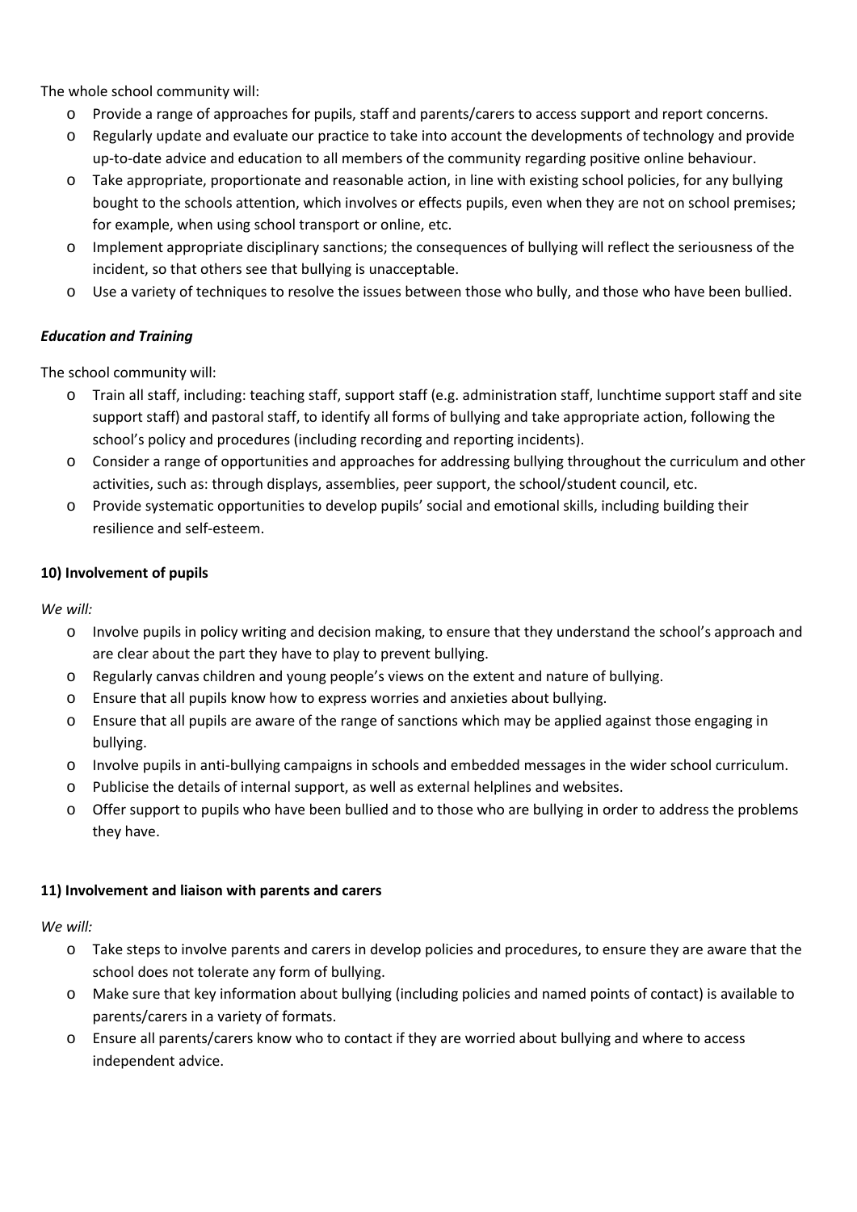The whole school community will:

- Provide a range of approaches for pupils, staff and parents/carers to access support and report concerns.
- Regularly update and evaluate our practice to take into account the developments of technology and provide up-to-date advice and education to all members of the community regarding positive online behaviour.
- Take appropriate, proportionate and reasonable action, in line with existing school policies, for any bullying bought to the schools attention, which involves or effects pupils, even when they are not on school premises; for example, when using school transport or online, etc.
- Implement appropriate disciplinary sanctions; the consequences of bullying will reflect the seriousness of the incident, so that others see that bullying is unacceptable.
- Use a variety of techniques to resolve the issues between those who bully, and those who have been bullied.

***Education and Training***

The school community will:

- Train all staff, including: teaching staff, support staff (e.g. administration staff, lunchtime support staff and site support staff) and pastoral staff, to identify all forms of bullying and take appropriate action, following the school's policy and procedures (including recording and reporting incidents).
- Consider a range of opportunities and approaches for addressing bullying throughout the curriculum and other activities, such as: through displays, assemblies, peer support, the school/student council, etc.
- Provide systematic opportunities to develop pupils' social and emotional skills, including building their resilience and self-esteem.

**10) Involvement of pupils**

*We will:*

- Involve pupils in policy writing and decision making, to ensure that they understand the school's approach and are clear about the part they have to play to prevent bullying.
- Regularly canvas children and young people's views on the extent and nature of bullying.
- Ensure that all pupils know how to express worries and anxieties about bullying.
- Ensure that all pupils are aware of the range of sanctions which may be applied against those engaging in bullying.
- Involve pupils in anti-bullying campaigns in schools and embedded messages in the wider school curriculum.
- Publicise the details of internal support, as well as external helplines and websites.
- Offer support to pupils who have been bullied and to those who are bullying in order to address the problems they have.

**11) Involvement and liaison with parents and carers**

*We will:*

- Take steps to involve parents and carers in develop policies and procedures, to ensure they are aware that the school does not tolerate any form of bullying.
- Make sure that key information about bullying (including policies and named points of contact) is available to parents/carers in a variety of formats.
- Ensure all parents/carers know who to contact if they are worried about bullying and where to access independent advice.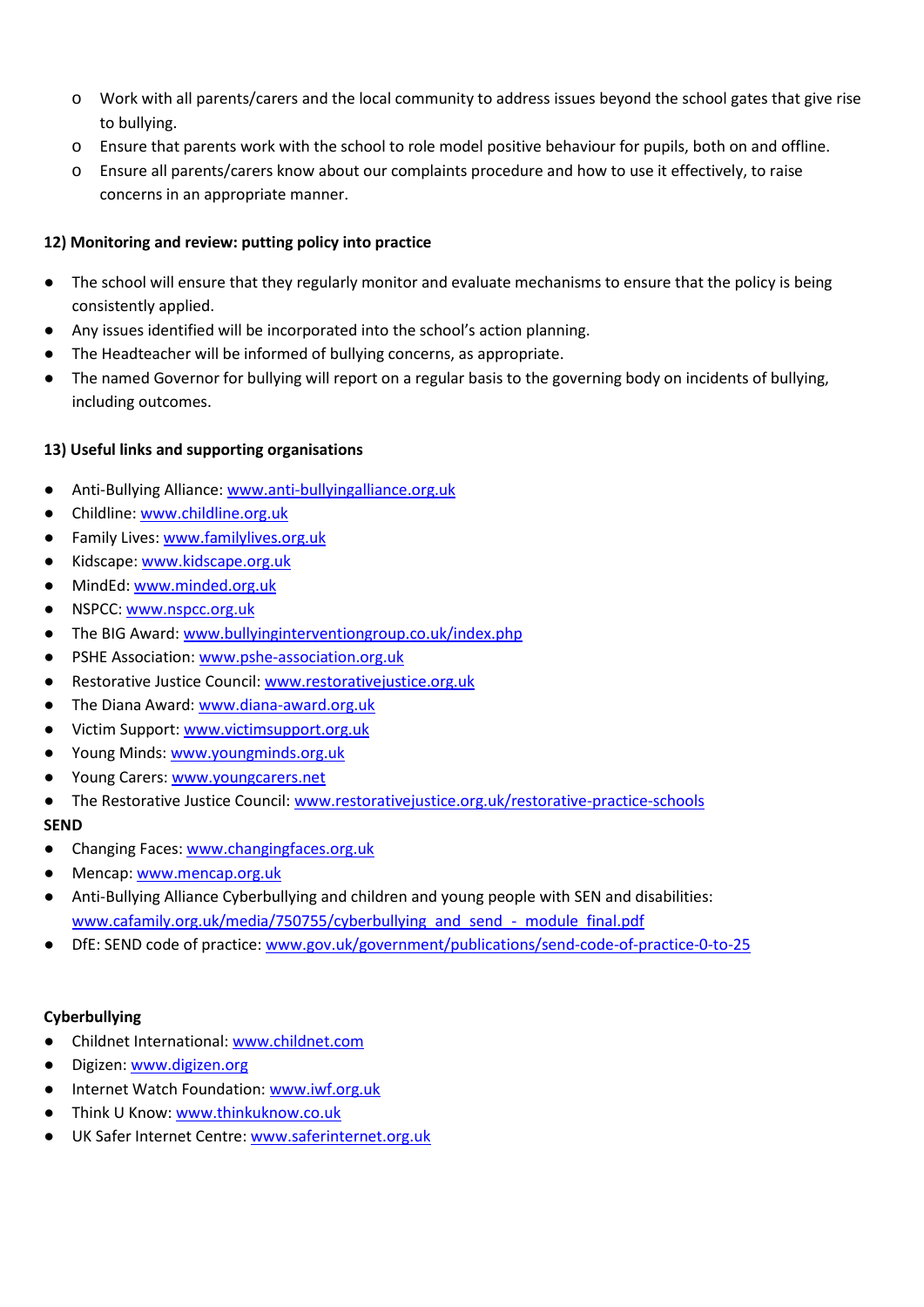- Work with all parents/carers and the local community to address issues beyond the school gates that give rise to bullying.
- Ensure that parents work with the school to role model positive behaviour for pupils, both on and offline.
- Ensure all parents/carers know about our complaints procedure and how to use it effectively, to raise concerns in an appropriate manner.

**12) Monitoring and review: putting policy into practice**

- The school will ensure that they regularly monitor and evaluate mechanisms to ensure that the policy is being consistently applied.
- Any issues identified will be incorporated into the school's action planning.
- The Headteacher will be informed of bullying concerns, as appropriate.
- The named Governor for bullying will report on a regular basis to the governing body on incidents of bullying, including outcomes.

**13) Useful links and supporting organisations**

- Anti-Bullying Alliance: www.anti-bullyingalliance.org.uk
- Childline: www.childline.org.uk
- Family Lives: www.familylives.org.uk
- Kidscape: www.kidscape.org.uk
- MindEd: www.minded.org.uk
- NSPCC: www.nspcc.org.uk
- The BIG Award: www.bullyinginterventiongroup.co.uk/index.php
- PSHE Association: www.pshe-association.org.uk
- Restorative Justice Council: www.restorativejustice.org.uk
- The Diana Award: www.diana-award.org.uk
- Victim Support: www.victimsupport.org.uk
- Young Minds: www.youngminds.org.uk
- Young Carers: www.youngcarers.net
- The Restorative Justice Council: www.restorativejustice.org.uk/restorative-practice-schools

**SEND**

- Changing Faces: www.changingfaces.org.uk
- Mencap: www.mencap.org.uk
- Anti-Bullying Alliance Cyberbullying and children and young people with SEN and disabilities: www.cafamily.org.uk/media/750755/cyberbullying_and_send_-_module_final.pdf
- DfE: SEND code of practice: www.gov.uk/government/publications/send-code-of-practice-0-to-25

**Cyberbullying**

- Childnet International: www.childnet.com
- Digizen: www.digizen.org
- Internet Watch Foundation: www.iwf.org.uk
- Think U Know: www.thinkuknow.co.uk
- UK Safer Internet Centre: www.saferinternet.org.uk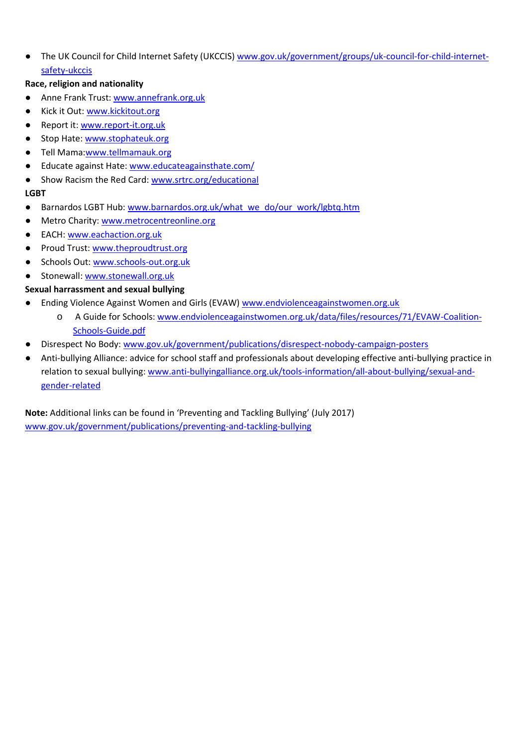- The UK Council for Child Internet Safety (UKCCIS) www.gov.uk/government/groups/uk-council-for-child-internet-safety-ukccis

**Race, religion and nationality**

- Anne Frank Trust: www.annefrank.org.uk
- Kick it Out: www.kickitout.org
- Report it: www.report-it.org.uk
- Stop Hate: www.stophateuk.org
- Tell Mama:www.tellmamauk.org
- Educate against Hate: www.educateagainsthate.com/
- Show Racism the Red Card: www.srtrc.org/educational

**LGBT**

- Barnardos LGBT Hub: www.barnardos.org.uk/what_we_do/our_work/lgbtq.htm
- Metro Charity: www.metrocentreonline.org
- EACH: www.eachaction.org.uk
- Proud Trust: www.theproudtrust.org
- Schools Out: www.schools-out.org.uk
- Stonewall: www.stonewall.org.uk

**Sexual harrassment and sexual bullying**

- Ending Violence Against Women and Girls (EVAW) www.endviolenceagainstwomen.org.uk
  - A Guide for Schools: www.endviolenceagainstwomen.org.uk/data/files/resources/71/EVAW-Coalition-Schools-Guide.pdf
- Disrespect No Body: www.gov.uk/government/publications/disrespect-nobody-campaign-posters
- Anti-bullying Alliance: advice for school staff and professionals about developing effective anti-bullying practice in relation to sexual bullying: www.anti-bullyingalliance.org.uk/tools-information/all-about-bullying/sexual-and-gender-related

**Note:** Additional links can be found in 'Preventing and Tackling Bullying' (July 2017) www.gov.uk/government/publications/preventing-and-tackling-bullying